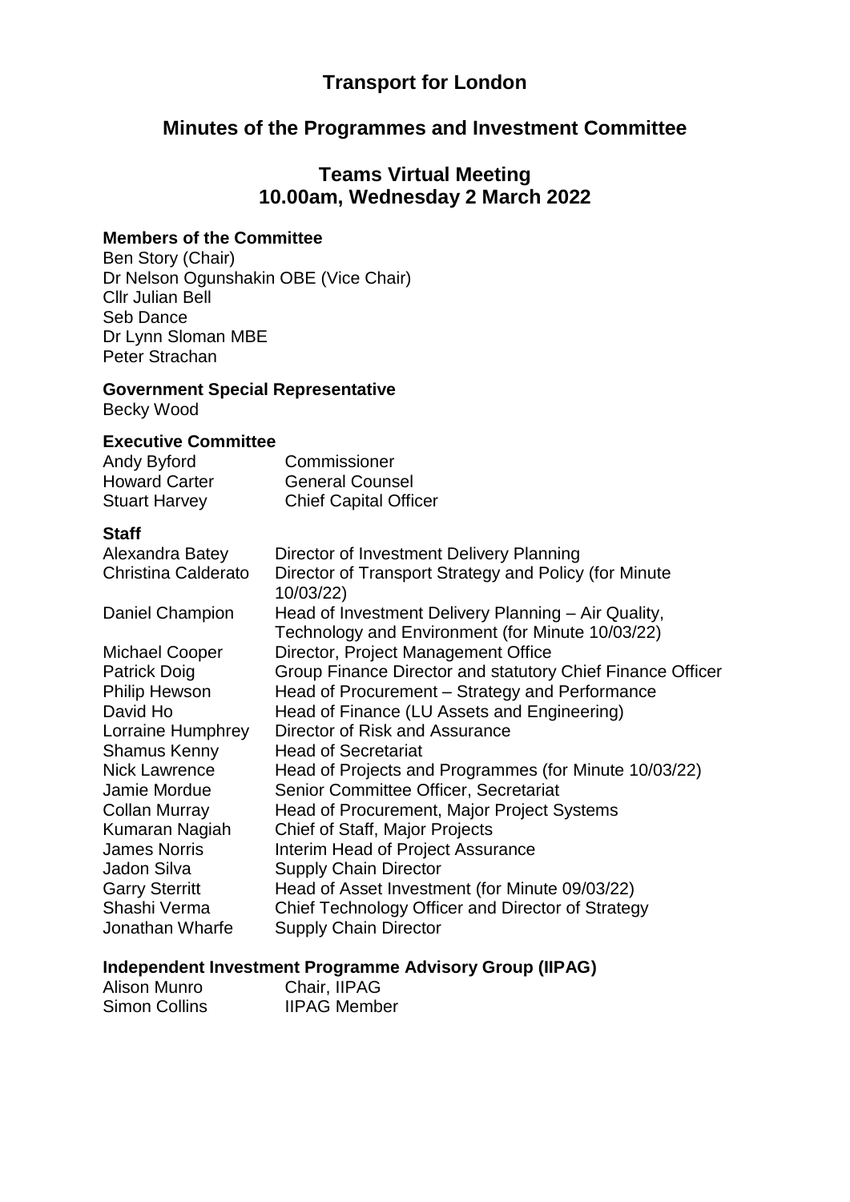# Transport for London

## Minutes of the Programmes and Investment Committee

## Teams Virtual Meeting
## 10.00am, Wednesday 2 March 2022

**Members of the Committee**

Ben Story (Chair)
Dr Nelson Ogunshakin OBE (Vice Chair)
Cllr Julian Bell
Seb Dance
Dr Lynn Sloman MBE
Peter Strachan

**Government Special Representative**

Becky Wood

**Executive Committee**

| | |
|---|---|
| Andy Byford | Commissioner |
| Howard Carter | General Counsel |
| Stuart Harvey | Chief Capital Officer |

**Staff**

| | |
|---|---|
| Alexandra Batey | Director of Investment Delivery Planning |
| Christina Calderato | Director of Transport Strategy and Policy (for Minute 10/03/22) |
| Daniel Champion | Head of Investment Delivery Planning – Air Quality, Technology and Environment (for Minute 10/03/22) |
| Michael Cooper | Director, Project Management Office |
| Patrick Doig | Group Finance Director and statutory Chief Finance Officer |
| Philip Hewson | Head of Procurement – Strategy and Performance |
| David Ho | Head of Finance (LU Assets and Engineering) |
| Lorraine Humphrey | Director of Risk and Assurance |
| Shamus Kenny | Head of Secretariat |
| Nick Lawrence | Head of Projects and Programmes (for Minute 10/03/22) |
| Jamie Mordue | Senior Committee Officer, Secretariat |
| Collan Murray | Head of Procurement, Major Project Systems |
| Kumaran Nagiah | Chief of Staff, Major Projects |
| James Norris | Interim Head of Project Assurance |
| Jadon Silva | Supply Chain Director |
| Garry Sterritt | Head of Asset Investment (for Minute 09/03/22) |
| Shashi Verma | Chief Technology Officer and Director of Strategy |
| Jonathan Wharfe | Supply Chain Director |

**Independent Investment Programme Advisory Group (IIPAG)**

| | |
|---|---|
| Alison Munro | Chair, IIPAG |
| Simon Collins | IIPAG Member |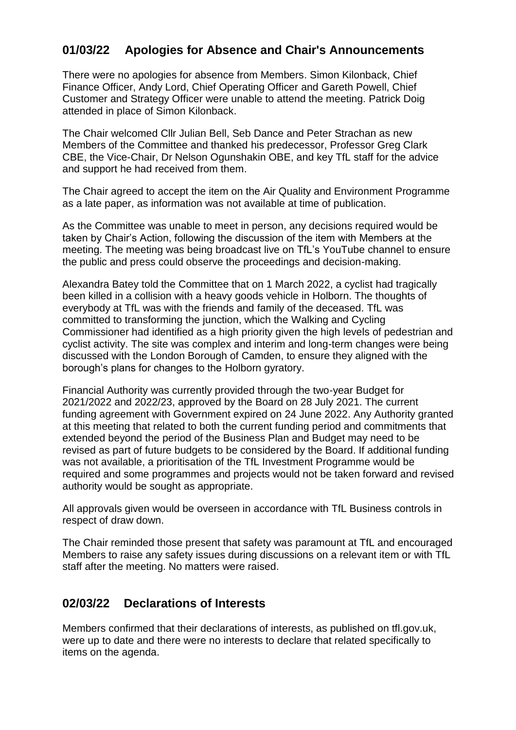## 01/03/22 Apologies for Absence and Chair's Announcements

There were no apologies for absence from Members. Simon Kilonback, Chief Finance Officer, Andy Lord, Chief Operating Officer and Gareth Powell, Chief Customer and Strategy Officer were unable to attend the meeting. Patrick Doig attended in place of Simon Kilonback.

The Chair welcomed Cllr Julian Bell, Seb Dance and Peter Strachan as new Members of the Committee and thanked his predecessor, Professor Greg Clark CBE, the Vice-Chair, Dr Nelson Ogunshakin OBE, and key TfL staff for the advice and support he had received from them.

The Chair agreed to accept the item on the Air Quality and Environment Programme as a late paper, as information was not available at time of publication.

As the Committee was unable to meet in person, any decisions required would be taken by Chair's Action, following the discussion of the item with Members at the meeting. The meeting was being broadcast live on TfL's YouTube channel to ensure the public and press could observe the proceedings and decision-making.

Alexandra Batey told the Committee that on 1 March 2022, a cyclist had tragically been killed in a collision with a heavy goods vehicle in Holborn. The thoughts of everybody at TfL was with the friends and family of the deceased. TfL was committed to transforming the junction, which the Walking and Cycling Commissioner had identified as a high priority given the high levels of pedestrian and cyclist activity. The site was complex and interim and long-term changes were being discussed with the London Borough of Camden, to ensure they aligned with the borough's plans for changes to the Holborn gyratory.

Financial Authority was currently provided through the two-year Budget for 2021/2022 and 2022/23, approved by the Board on 28 July 2021. The current funding agreement with Government expired on 24 June 2022. Any Authority granted at this meeting that related to both the current funding period and commitments that extended beyond the period of the Business Plan and Budget may need to be revised as part of future budgets to be considered by the Board. If additional funding was not available, a prioritisation of the TfL Investment Programme would be required and some programmes and projects would not be taken forward and revised authority would be sought as appropriate.

All approvals given would be overseen in accordance with TfL Business controls in respect of draw down.

The Chair reminded those present that safety was paramount at TfL and encouraged Members to raise any safety issues during discussions on a relevant item or with TfL staff after the meeting. No matters were raised.

## 02/03/22 Declarations of Interests

Members confirmed that their declarations of interests, as published on tfl.gov.uk, were up to date and there were no interests to declare that related specifically to items on the agenda.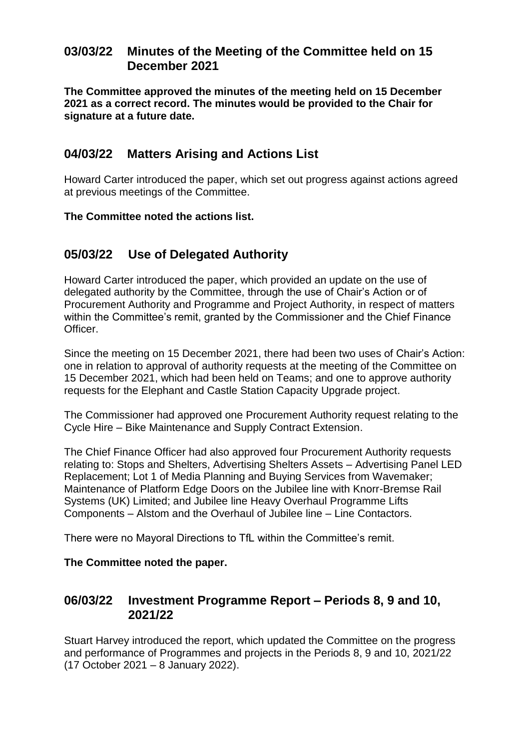## 03/03/22 Minutes of the Meeting of the Committee held on 15 December 2021

**The Committee approved the minutes of the meeting held on 15 December 2021 as a correct record. The minutes would be provided to the Chair for signature at a future date.**

## 04/03/22 Matters Arising and Actions List

Howard Carter introduced the paper, which set out progress against actions agreed at previous meetings of the Committee.

**The Committee noted the actions list.**

## 05/03/22 Use of Delegated Authority

Howard Carter introduced the paper, which provided an update on the use of delegated authority by the Committee, through the use of Chair's Action or of Procurement Authority and Programme and Project Authority, in respect of matters within the Committee's remit, granted by the Commissioner and the Chief Finance Officer.

Since the meeting on 15 December 2021, there had been two uses of Chair's Action: one in relation to approval of authority requests at the meeting of the Committee on 15 December 2021, which had been held on Teams; and one to approve authority requests for the Elephant and Castle Station Capacity Upgrade project.

The Commissioner had approved one Procurement Authority request relating to the Cycle Hire – Bike Maintenance and Supply Contract Extension.

The Chief Finance Officer had also approved four Procurement Authority requests relating to: Stops and Shelters, Advertising Shelters Assets – Advertising Panel LED Replacement; Lot 1 of Media Planning and Buying Services from Wavemaker; Maintenance of Platform Edge Doors on the Jubilee line with Knorr-Bremse Rail Systems (UK) Limited; and Jubilee line Heavy Overhaul Programme Lifts Components – Alstom and the Overhaul of Jubilee line – Line Contactors.

There were no Mayoral Directions to TfL within the Committee's remit.

**The Committee noted the paper.**

## 06/03/22 Investment Programme Report – Periods 8, 9 and 10, 2021/22

Stuart Harvey introduced the report, which updated the Committee on the progress and performance of Programmes and projects in the Periods 8, 9 and 10, 2021/22 (17 October 2021 – 8 January 2022).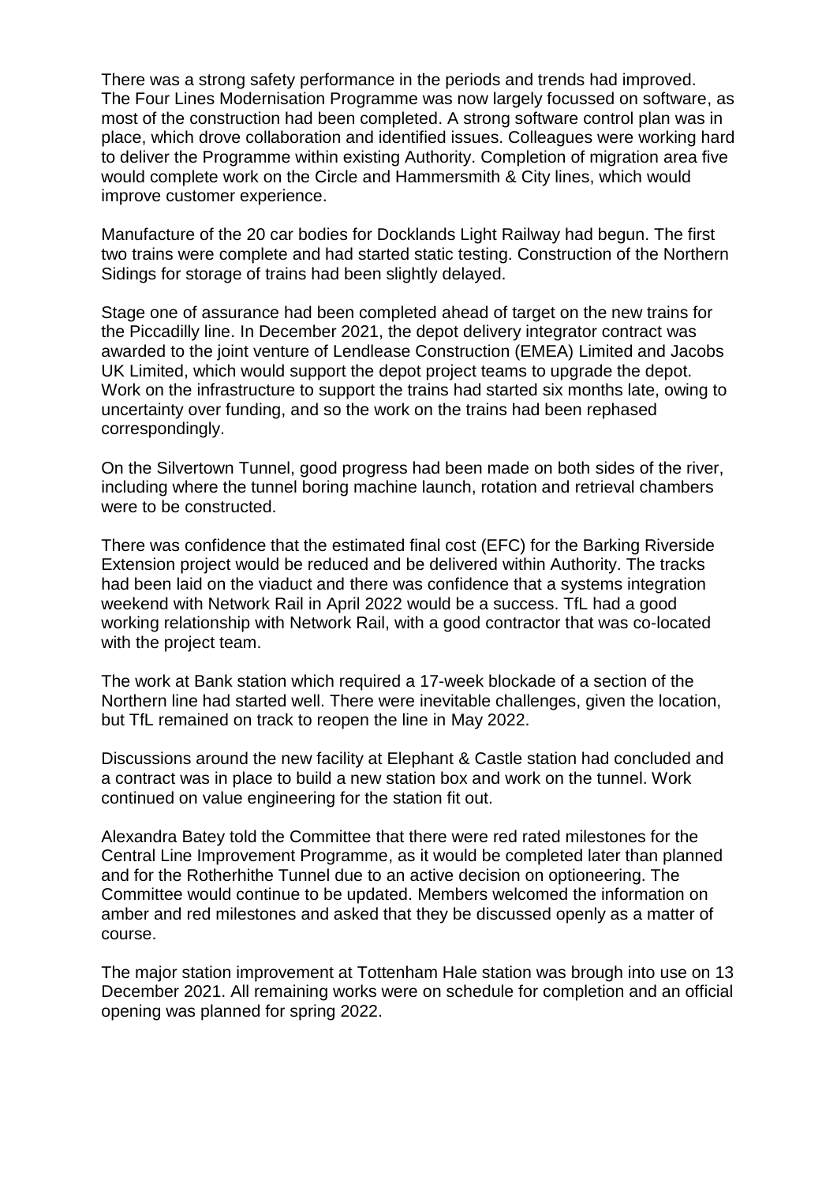There was a strong safety performance in the periods and trends had improved. The Four Lines Modernisation Programme was now largely focussed on software, as most of the construction had been completed. A strong software control plan was in place, which drove collaboration and identified issues. Colleagues were working hard to deliver the Programme within existing Authority. Completion of migration area five would complete work on the Circle and Hammersmith & City lines, which would improve customer experience.

Manufacture of the 20 car bodies for Docklands Light Railway had begun. The first two trains were complete and had started static testing. Construction of the Northern Sidings for storage of trains had been slightly delayed.

Stage one of assurance had been completed ahead of target on the new trains for the Piccadilly line. In December 2021, the depot delivery integrator contract was awarded to the joint venture of Lendlease Construction (EMEA) Limited and Jacobs UK Limited, which would support the depot project teams to upgrade the depot. Work on the infrastructure to support the trains had started six months late, owing to uncertainty over funding, and so the work on the trains had been rephased correspondingly.

On the Silvertown Tunnel, good progress had been made on both sides of the river, including where the tunnel boring machine launch, rotation and retrieval chambers were to be constructed.

There was confidence that the estimated final cost (EFC) for the Barking Riverside Extension project would be reduced and be delivered within Authority. The tracks had been laid on the viaduct and there was confidence that a systems integration weekend with Network Rail in April 2022 would be a success. TfL had a good working relationship with Network Rail, with a good contractor that was co-located with the project team.

The work at Bank station which required a 17-week blockade of a section of the Northern line had started well. There were inevitable challenges, given the location, but TfL remained on track to reopen the line in May 2022.

Discussions around the new facility at Elephant & Castle station had concluded and a contract was in place to build a new station box and work on the tunnel. Work continued on value engineering for the station fit out.

Alexandra Batey told the Committee that there were red rated milestones for the Central Line Improvement Programme, as it would be completed later than planned and for the Rotherhithe Tunnel due to an active decision on optioneering. The Committee would continue to be updated. Members welcomed the information on amber and red milestones and asked that they be discussed openly as a matter of course.

The major station improvement at Tottenham Hale station was brough into use on 13 December 2021. All remaining works were on schedule for completion and an official opening was planned for spring 2022.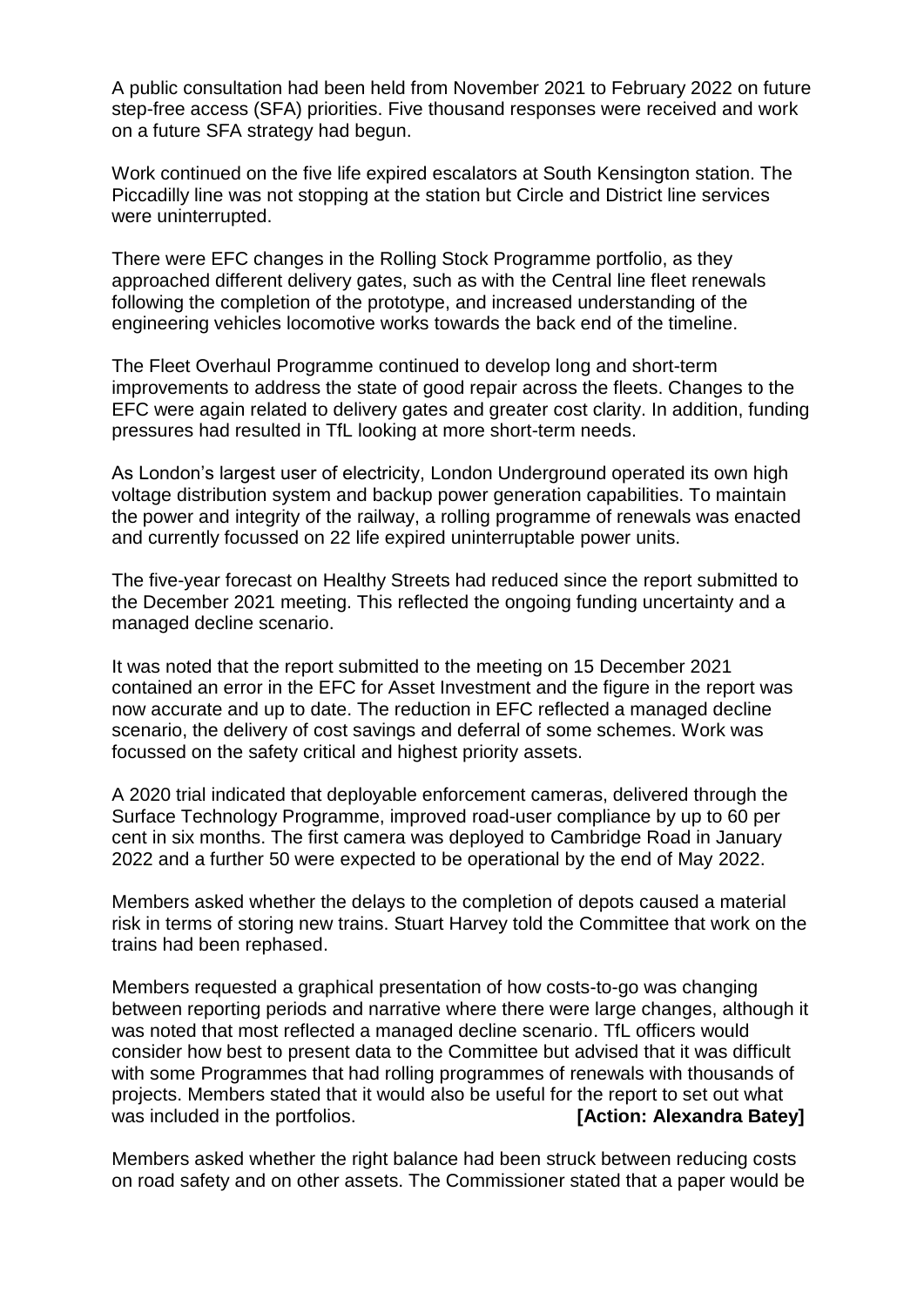A public consultation had been held from November 2021 to February 2022 on future step-free access (SFA) priorities. Five thousand responses were received and work on a future SFA strategy had begun.

Work continued on the five life expired escalators at South Kensington station. The Piccadilly line was not stopping at the station but Circle and District line services were uninterrupted.

There were EFC changes in the Rolling Stock Programme portfolio, as they approached different delivery gates, such as with the Central line fleet renewals following the completion of the prototype, and increased understanding of the engineering vehicles locomotive works towards the back end of the timeline.

The Fleet Overhaul Programme continued to develop long and short-term improvements to address the state of good repair across the fleets. Changes to the EFC were again related to delivery gates and greater cost clarity. In addition, funding pressures had resulted in TfL looking at more short-term needs.

As London's largest user of electricity, London Underground operated its own high voltage distribution system and backup power generation capabilities. To maintain the power and integrity of the railway, a rolling programme of renewals was enacted and currently focussed on 22 life expired uninterruptable power units.

The five-year forecast on Healthy Streets had reduced since the report submitted to the December 2021 meeting. This reflected the ongoing funding uncertainty and a managed decline scenario.

It was noted that the report submitted to the meeting on 15 December 2021 contained an error in the EFC for Asset Investment and the figure in the report was now accurate and up to date. The reduction in EFC reflected a managed decline scenario, the delivery of cost savings and deferral of some schemes. Work was focussed on the safety critical and highest priority assets.

A 2020 trial indicated that deployable enforcement cameras, delivered through the Surface Technology Programme, improved road-user compliance by up to 60 per cent in six months. The first camera was deployed to Cambridge Road in January 2022 and a further 50 were expected to be operational by the end of May 2022.

Members asked whether the delays to the completion of depots caused a material risk in terms of storing new trains. Stuart Harvey told the Committee that work on the trains had been rephased.

Members requested a graphical presentation of how costs-to-go was changing between reporting periods and narrative where there were large changes, although it was noted that most reflected a managed decline scenario. TfL officers would consider how best to present data to the Committee but advised that it was difficult with some Programmes that had rolling programmes of renewals with thousands of projects. Members stated that it would also be useful for the report to set out what was included in the portfolios. **[Action: Alexandra Batey]**

Members asked whether the right balance had been struck between reducing costs on road safety and on other assets. The Commissioner stated that a paper would be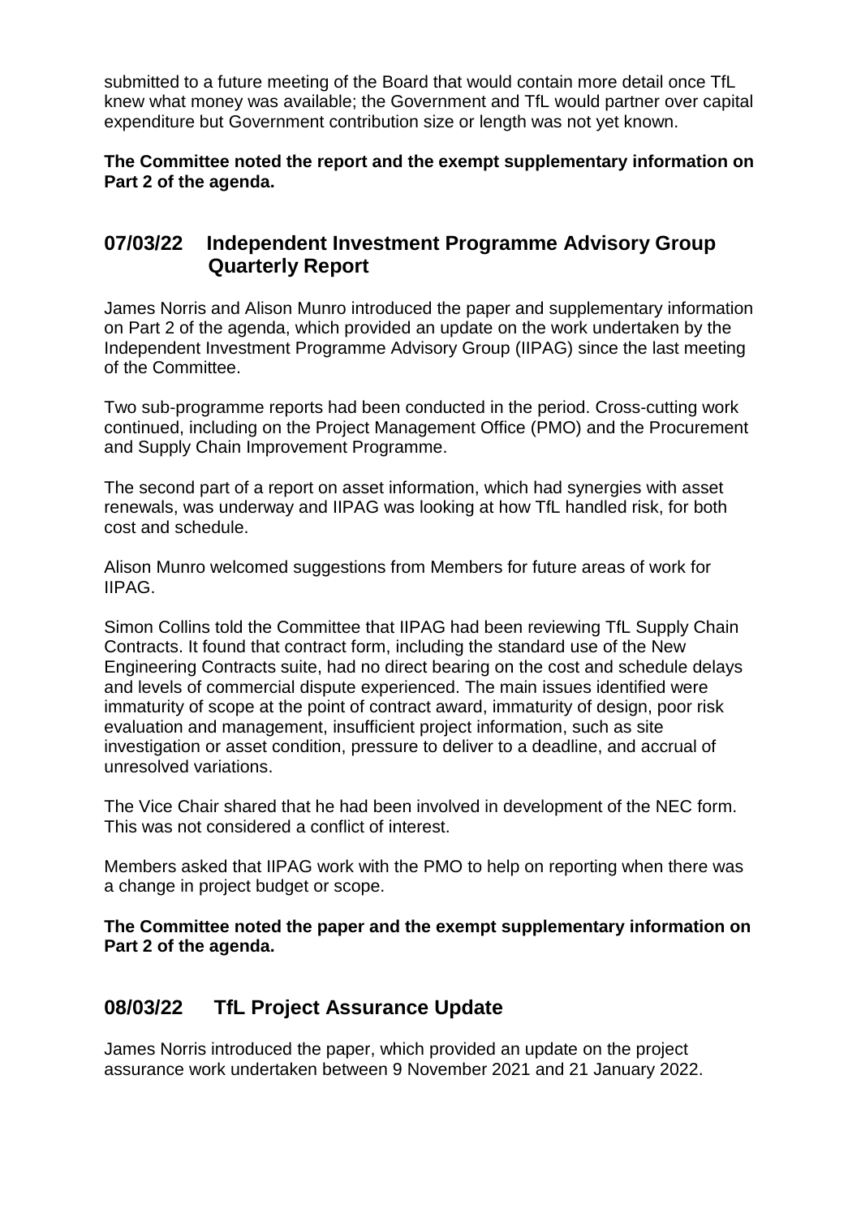submitted to a future meeting of the Board that would contain more detail once TfL knew what money was available; the Government and TfL would partner over capital expenditure but Government contribution size or length was not yet known.

**The Committee noted the report and the exempt supplementary information on Part 2 of the agenda.**

## 07/03/22 Independent Investment Programme Advisory Group Quarterly Report

James Norris and Alison Munro introduced the paper and supplementary information on Part 2 of the agenda, which provided an update on the work undertaken by the Independent Investment Programme Advisory Group (IIPAG) since the last meeting of the Committee.

Two sub-programme reports had been conducted in the period. Cross-cutting work continued, including on the Project Management Office (PMO) and the Procurement and Supply Chain Improvement Programme.

The second part of a report on asset information, which had synergies with asset renewals, was underway and IIPAG was looking at how TfL handled risk, for both cost and schedule.

Alison Munro welcomed suggestions from Members for future areas of work for IIPAG.

Simon Collins told the Committee that IIPAG had been reviewing TfL Supply Chain Contracts. It found that contract form, including the standard use of the New Engineering Contracts suite, had no direct bearing on the cost and schedule delays and levels of commercial dispute experienced. The main issues identified were immaturity of scope at the point of contract award, immaturity of design, poor risk evaluation and management, insufficient project information, such as site investigation or asset condition, pressure to deliver to a deadline, and accrual of unresolved variations.

The Vice Chair shared that he had been involved in development of the NEC form. This was not considered a conflict of interest.

Members asked that IIPAG work with the PMO to help on reporting when there was a change in project budget or scope.

**The Committee noted the paper and the exempt supplementary information on Part 2 of the agenda.**

## 08/03/22 TfL Project Assurance Update

James Norris introduced the paper, which provided an update on the project assurance work undertaken between 9 November 2021 and 21 January 2022.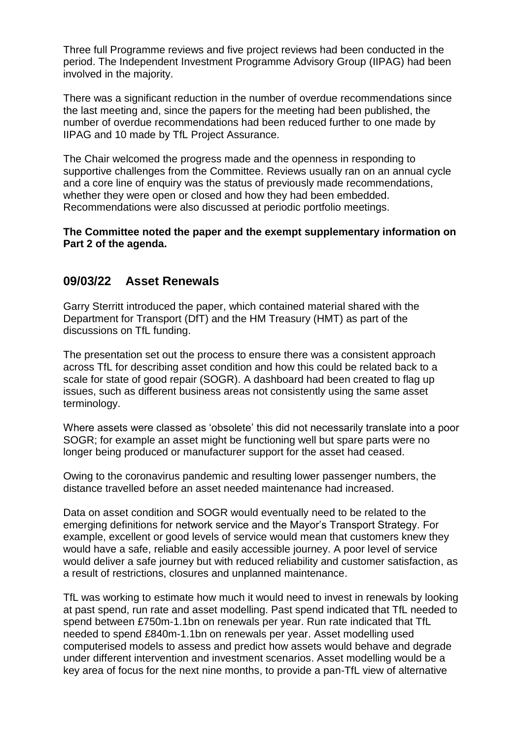Three full Programme reviews and five project reviews had been conducted in the period. The Independent Investment Programme Advisory Group (IIPAG) had been involved in the majority.

There was a significant reduction in the number of overdue recommendations since the last meeting and, since the papers for the meeting had been published, the number of overdue recommendations had been reduced further to one made by IIPAG and 10 made by TfL Project Assurance.

The Chair welcomed the progress made and the openness in responding to supportive challenges from the Committee. Reviews usually ran on an annual cycle and a core line of enquiry was the status of previously made recommendations, whether they were open or closed and how they had been embedded. Recommendations were also discussed at periodic portfolio meetings.

**The Committee noted the paper and the exempt supplementary information on Part 2 of the agenda.**

## 09/03/22 Asset Renewals

Garry Sterritt introduced the paper, which contained material shared with the Department for Transport (DfT) and the HM Treasury (HMT) as part of the discussions on TfL funding.

The presentation set out the process to ensure there was a consistent approach across TfL for describing asset condition and how this could be related back to a scale for state of good repair (SOGR). A dashboard had been created to flag up issues, such as different business areas not consistently using the same asset terminology.

Where assets were classed as 'obsolete' this did not necessarily translate into a poor SOGR; for example an asset might be functioning well but spare parts were no longer being produced or manufacturer support for the asset had ceased.

Owing to the coronavirus pandemic and resulting lower passenger numbers, the distance travelled before an asset needed maintenance had increased.

Data on asset condition and SOGR would eventually need to be related to the emerging definitions for network service and the Mayor's Transport Strategy. For example, excellent or good levels of service would mean that customers knew they would have a safe, reliable and easily accessible journey. A poor level of service would deliver a safe journey but with reduced reliability and customer satisfaction, as a result of restrictions, closures and unplanned maintenance.

TfL was working to estimate how much it would need to invest in renewals by looking at past spend, run rate and asset modelling. Past spend indicated that TfL needed to spend between £750m-1.1bn on renewals per year. Run rate indicated that TfL needed to spend £840m-1.1bn on renewals per year. Asset modelling used computerised models to assess and predict how assets would behave and degrade under different intervention and investment scenarios. Asset modelling would be a key area of focus for the next nine months, to provide a pan-TfL view of alternative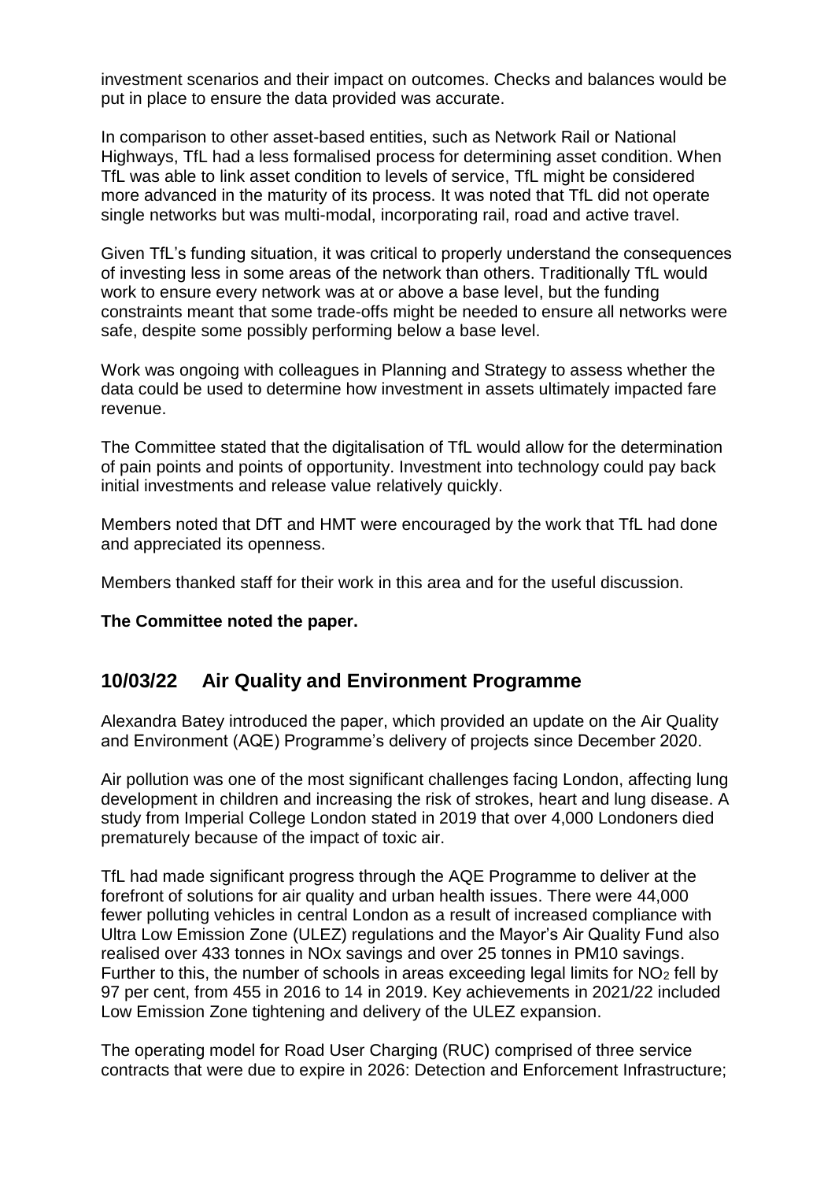investment scenarios and their impact on outcomes. Checks and balances would be put in place to ensure the data provided was accurate.

In comparison to other asset-based entities, such as Network Rail or National Highways, TfL had a less formalised process for determining asset condition. When TfL was able to link asset condition to levels of service, TfL might be considered more advanced in the maturity of its process. It was noted that TfL did not operate single networks but was multi-modal, incorporating rail, road and active travel.

Given TfL's funding situation, it was critical to properly understand the consequences of investing less in some areas of the network than others. Traditionally TfL would work to ensure every network was at or above a base level, but the funding constraints meant that some trade-offs might be needed to ensure all networks were safe, despite some possibly performing below a base level.

Work was ongoing with colleagues in Planning and Strategy to assess whether the data could be used to determine how investment in assets ultimately impacted fare revenue.

The Committee stated that the digitalisation of TfL would allow for the determination of pain points and points of opportunity. Investment into technology could pay back initial investments and release value relatively quickly.

Members noted that DfT and HMT were encouraged by the work that TfL had done and appreciated its openness.

Members thanked staff for their work in this area and for the useful discussion.

**The Committee noted the paper.**

## 10/03/22 Air Quality and Environment Programme

Alexandra Batey introduced the paper, which provided an update on the Air Quality and Environment (AQE) Programme's delivery of projects since December 2020.

Air pollution was one of the most significant challenges facing London, affecting lung development in children and increasing the risk of strokes, heart and lung disease. A study from Imperial College London stated in 2019 that over 4,000 Londoners died prematurely because of the impact of toxic air.

TfL had made significant progress through the AQE Programme to deliver at the forefront of solutions for air quality and urban health issues. There were 44,000 fewer polluting vehicles in central London as a result of increased compliance with Ultra Low Emission Zone (ULEZ) regulations and the Mayor's Air Quality Fund also realised over 433 tonnes in NOx savings and over 25 tonnes in PM10 savings. Further to this, the number of schools in areas exceeding legal limits for $NO_2$ fell by 97 per cent, from 455 in 2016 to 14 in 2019. Key achievements in 2021/22 included Low Emission Zone tightening and delivery of the ULEZ expansion.

The operating model for Road User Charging (RUC) comprised of three service contracts that were due to expire in 2026: Detection and Enforcement Infrastructure;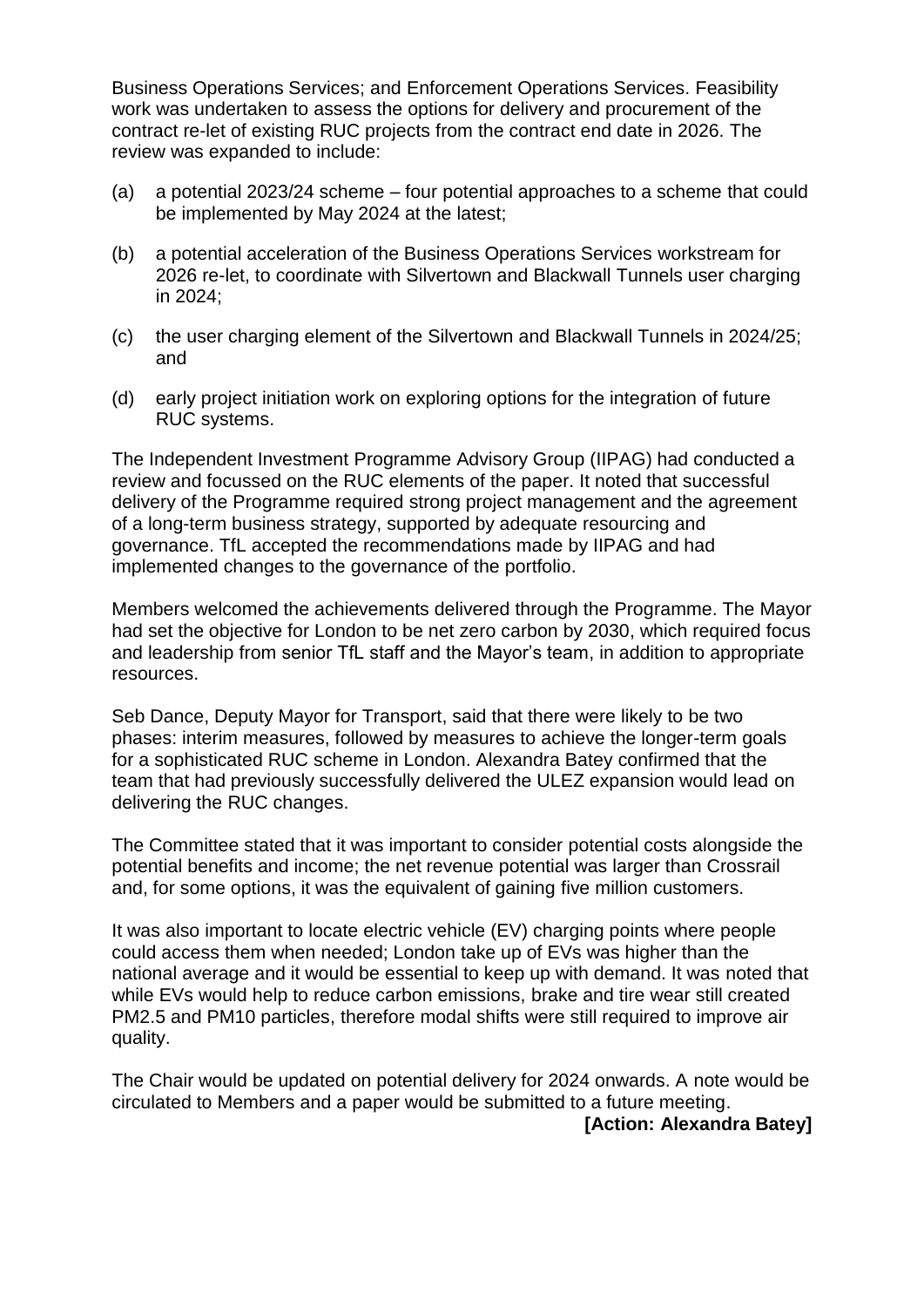Business Operations Services; and Enforcement Operations Services. Feasibility work was undertaken to assess the options for delivery and procurement of the contract re-let of existing RUC projects from the contract end date in 2026. The review was expanded to include:

(a) a potential 2023/24 scheme – four potential approaches to a scheme that could be implemented by May 2024 at the latest;

(b) a potential acceleration of the Business Operations Services workstream for 2026 re-let, to coordinate with Silvertown and Blackwall Tunnels user charging in 2024;

(c) the user charging element of the Silvertown and Blackwall Tunnels in 2024/25; and

(d) early project initiation work on exploring options for the integration of future RUC systems.

The Independent Investment Programme Advisory Group (IIPAG) had conducted a review and focussed on the RUC elements of the paper. It noted that successful delivery of the Programme required strong project management and the agreement of a long-term business strategy, supported by adequate resourcing and governance. TfL accepted the recommendations made by IIPAG and had implemented changes to the governance of the portfolio.

Members welcomed the achievements delivered through the Programme. The Mayor had set the objective for London to be net zero carbon by 2030, which required focus and leadership from senior TfL staff and the Mayor's team, in addition to appropriate resources.

Seb Dance, Deputy Mayor for Transport, said that there were likely to be two phases: interim measures, followed by measures to achieve the longer-term goals for a sophisticated RUC scheme in London. Alexandra Batey confirmed that the team that had previously successfully delivered the ULEZ expansion would lead on delivering the RUC changes.

The Committee stated that it was important to consider potential costs alongside the potential benefits and income; the net revenue potential was larger than Crossrail and, for some options, it was the equivalent of gaining five million customers.

It was also important to locate electric vehicle (EV) charging points where people could access them when needed; London take up of EVs was higher than the national average and it would be essential to keep up with demand. It was noted that while EVs would help to reduce carbon emissions, brake and tire wear still created PM2.5 and PM10 particles, therefore modal shifts were still required to improve air quality.

The Chair would be updated on potential delivery for 2024 onwards. A note would be circulated to Members and a paper would be submitted to a future meeting.

**[Action: Alexandra Batey]**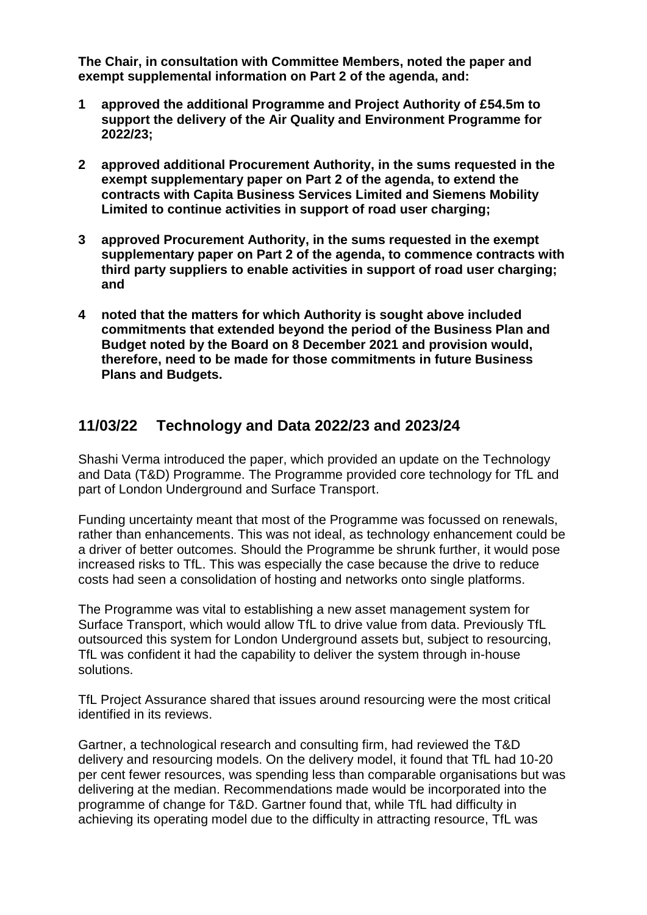**The Chair, in consultation with Committee Members, noted the paper and exempt supplemental information on Part 2 of the agenda, and:**

1. **approved the additional Programme and Project Authority of £54.5m to support the delivery of the Air Quality and Environment Programme for 2022/23;**

2. **approved additional Procurement Authority, in the sums requested in the exempt supplementary paper on Part 2 of the agenda, to extend the contracts with Capita Business Services Limited and Siemens Mobility Limited to continue activities in support of road user charging;**

3. **approved Procurement Authority, in the sums requested in the exempt supplementary paper on Part 2 of the agenda, to commence contracts with third party suppliers to enable activities in support of road user charging; and**

4. **noted that the matters for which Authority is sought above included commitments that extended beyond the period of the Business Plan and Budget noted by the Board on 8 December 2021 and provision would, therefore, need to be made for those commitments in future Business Plans and Budgets.**

## 11/03/22 Technology and Data 2022/23 and 2023/24

Shashi Verma introduced the paper, which provided an update on the Technology and Data (T&D) Programme. The Programme provided core technology for TfL and part of London Underground and Surface Transport.

Funding uncertainty meant that most of the Programme was focussed on renewals, rather than enhancements. This was not ideal, as technology enhancement could be a driver of better outcomes. Should the Programme be shrunk further, it would pose increased risks to TfL. This was especially the case because the drive to reduce costs had seen a consolidation of hosting and networks onto single platforms.

The Programme was vital to establishing a new asset management system for Surface Transport, which would allow TfL to drive value from data. Previously TfL outsourced this system for London Underground assets but, subject to resourcing, TfL was confident it had the capability to deliver the system through in-house solutions.

TfL Project Assurance shared that issues around resourcing were the most critical identified in its reviews.

Gartner, a technological research and consulting firm, had reviewed the T&D delivery and resourcing models. On the delivery model, it found that TfL had 10-20 per cent fewer resources, was spending less than comparable organisations but was delivering at the median. Recommendations made would be incorporated into the programme of change for T&D. Gartner found that, while TfL had difficulty in achieving its operating model due to the difficulty in attracting resource, TfL was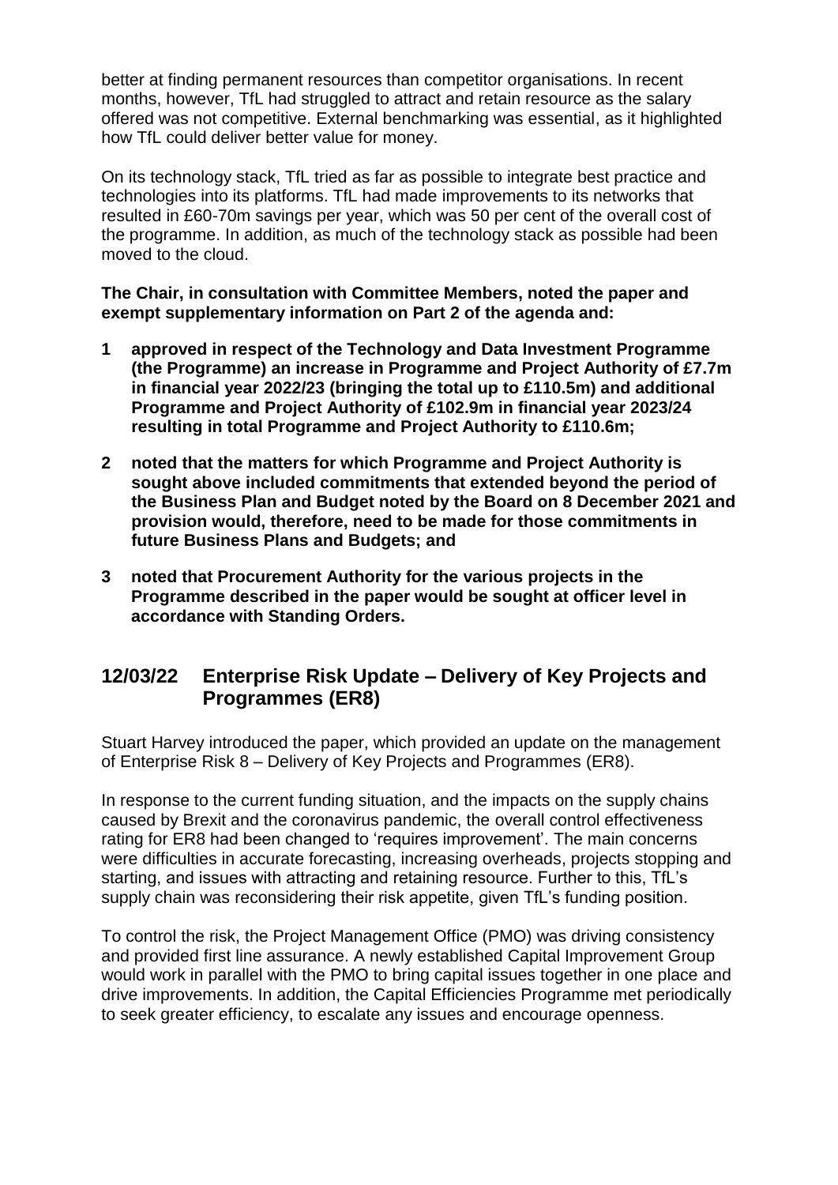better at finding permanent resources than competitor organisations. In recent months, however, TfL had struggled to attract and retain resource as the salary offered was not competitive. External benchmarking was essential, as it highlighted how TfL could deliver better value for money.

On its technology stack, TfL tried as far as possible to integrate best practice and technologies into its platforms. TfL had made improvements to its networks that resulted in £60-70m savings per year, which was 50 per cent of the overall cost of the programme. In addition, as much of the technology stack as possible had been moved to the cloud.

**The Chair, in consultation with Committee Members, noted the paper and exempt supplementary information on Part 2 of the agenda and:**

1. **approved in respect of the Technology and Data Investment Programme (the Programme) an increase in Programme and Project Authority of £7.7m in financial year 2022/23 (bringing the total up to £110.5m) and additional Programme and Project Authority of £102.9m in financial year 2023/24 resulting in total Programme and Project Authority to £110.6m;**
2. **noted that the matters for which Programme and Project Authority is sought above included commitments that extended beyond the period of the Business Plan and Budget noted by the Board on 8 December 2021 and provision would, therefore, need to be made for those commitments in future Business Plans and Budgets; and**
3. **noted that Procurement Authority for the various projects in the Programme described in the paper would be sought at officer level in accordance with Standing Orders.**

## 12/03/22 Enterprise Risk Update – Delivery of Key Projects and Programmes (ER8)

Stuart Harvey introduced the paper, which provided an update on the management of Enterprise Risk 8 – Delivery of Key Projects and Programmes (ER8).

In response to the current funding situation, and the impacts on the supply chains caused by Brexit and the coronavirus pandemic, the overall control effectiveness rating for ER8 had been changed to 'requires improvement'. The main concerns were difficulties in accurate forecasting, increasing overheads, projects stopping and starting, and issues with attracting and retaining resource. Further to this, TfL's supply chain was reconsidering their risk appetite, given TfL's funding position.

To control the risk, the Project Management Office (PMO) was driving consistency and provided first line assurance. A newly established Capital Improvement Group would work in parallel with the PMO to bring capital issues together in one place and drive improvements. In addition, the Capital Efficiencies Programme met periodically to seek greater efficiency, to escalate any issues and encourage openness.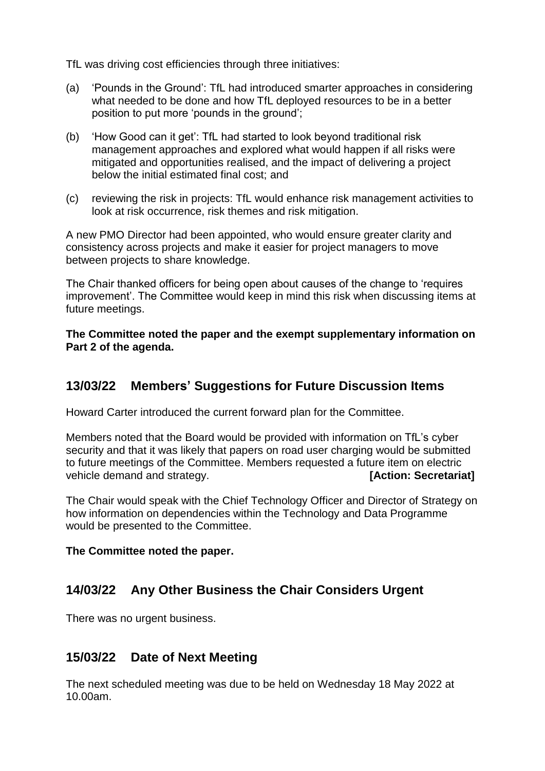TfL was driving cost efficiencies through three initiatives:

(a) 'Pounds in the Ground': TfL had introduced smarter approaches in considering what needed to be done and how TfL deployed resources to be in a better position to put more 'pounds in the ground';

(b) 'How Good can it get': TfL had started to look beyond traditional risk management approaches and explored what would happen if all risks were mitigated and opportunities realised, and the impact of delivering a project below the initial estimated final cost; and

(c) reviewing the risk in projects: TfL would enhance risk management activities to look at risk occurrence, risk themes and risk mitigation.

A new PMO Director had been appointed, who would ensure greater clarity and consistency across projects and make it easier for project managers to move between projects to share knowledge.

The Chair thanked officers for being open about causes of the change to 'requires improvement'. The Committee would keep in mind this risk when discussing items at future meetings.

**The Committee noted the paper and the exempt supplementary information on Part 2 of the agenda.**

## 13/03/22 Members' Suggestions for Future Discussion Items

Howard Carter introduced the current forward plan for the Committee.

Members noted that the Board would be provided with information on TfL's cyber security and that it was likely that papers on road user charging would be submitted to future meetings of the Committee. Members requested a future item on electric vehicle demand and strategy. **[Action: Secretariat]**

The Chair would speak with the Chief Technology Officer and Director of Strategy on how information on dependencies within the Technology and Data Programme would be presented to the Committee.

**The Committee noted the paper.**

## 14/03/22 Any Other Business the Chair Considers Urgent

There was no urgent business.

## 15/03/22 Date of Next Meeting

The next scheduled meeting was due to be held on Wednesday 18 May 2022 at 10.00am.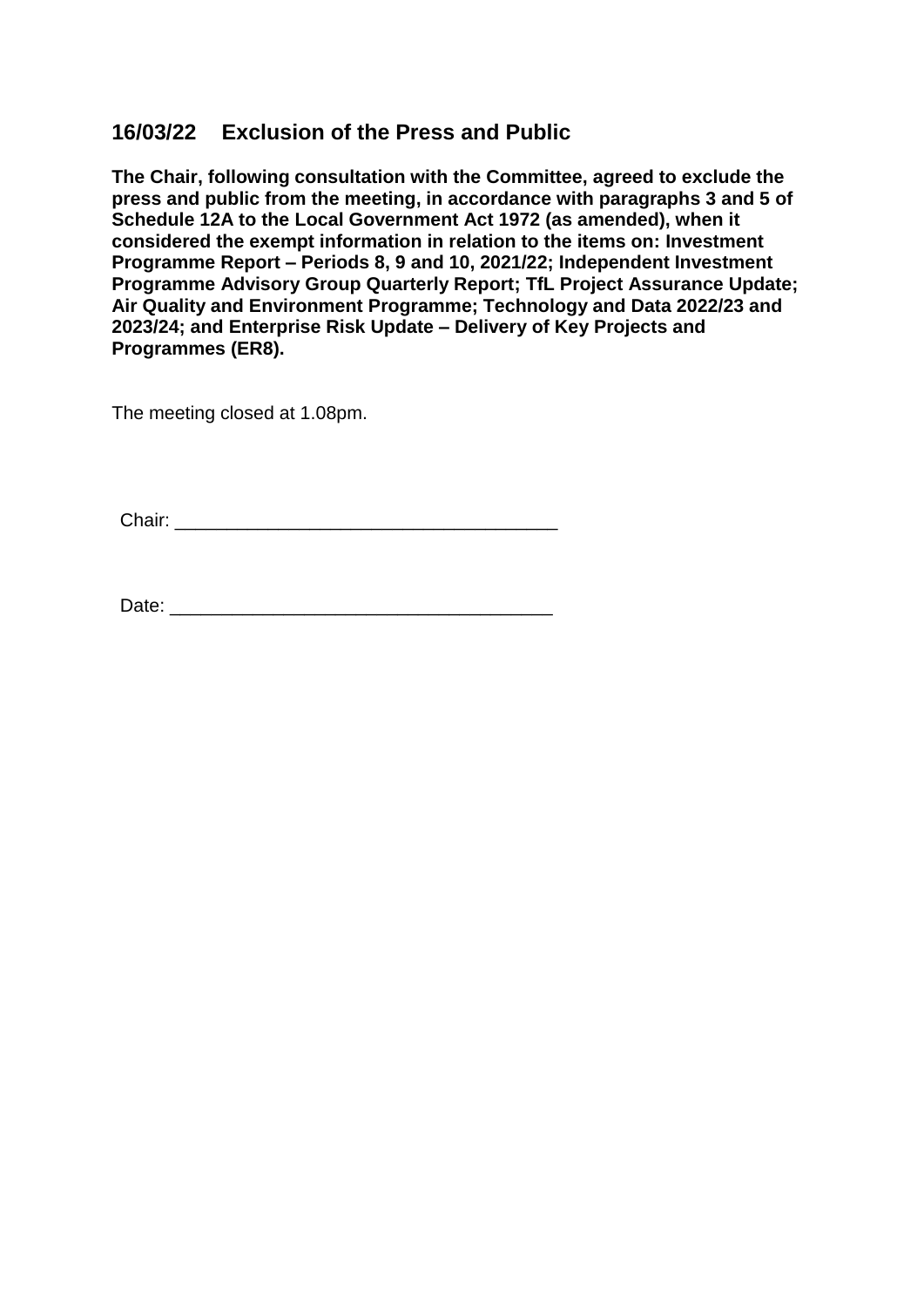## 16/03/22 Exclusion of the Press and Public

**The Chair, following consultation with the Committee, agreed to exclude the press and public from the meeting, in accordance with paragraphs 3 and 5 of Schedule 12A to the Local Government Act 1972 (as amended), when it considered the exempt information in relation to the items on: Investment Programme Report – Periods 8, 9 and 10, 2021/22; Independent Investment Programme Advisory Group Quarterly Report; TfL Project Assurance Update; Air Quality and Environment Programme; Technology and Data 2022/23 and 2023/24; and Enterprise Risk Update – Delivery of Key Projects and Programmes (ER8).**

The meeting closed at 1.08pm.

Chair: _____________________________________

Date: _____________________________________